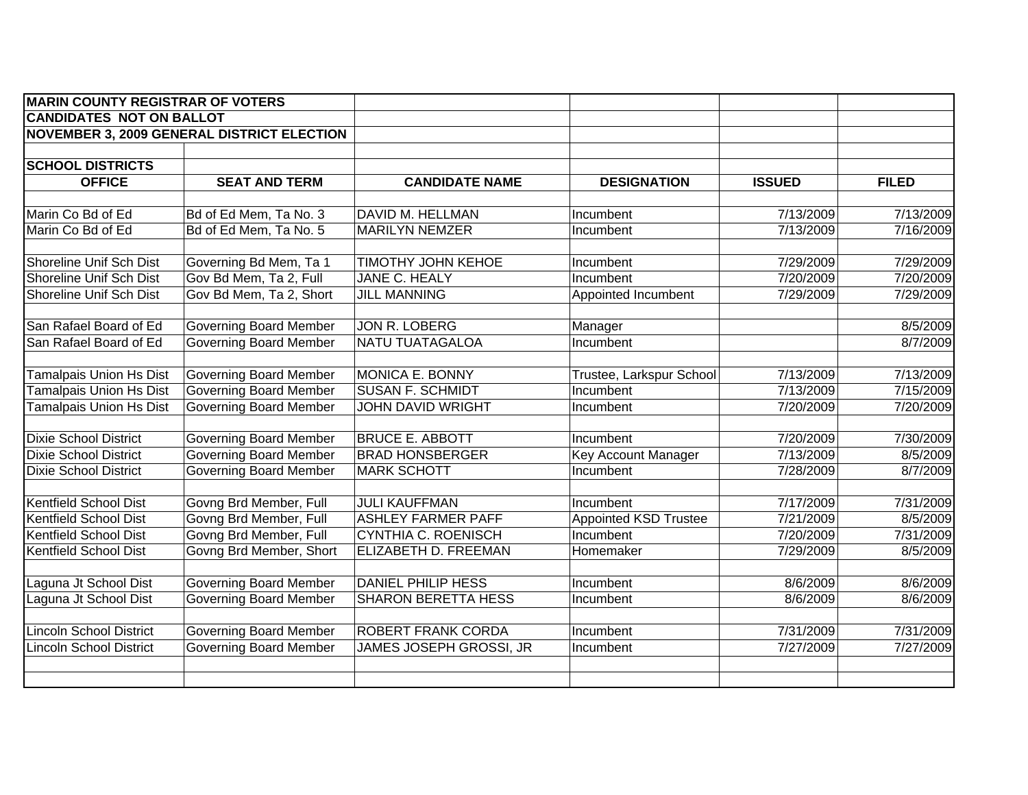**MARIN COUNTY REGISTRAR OF VOTERS**
**CANDIDATES NOT ON BALLOT**
**NOVEMBER 3, 2009 GENERAL DISTRICT ELECTION**

**SCHOOL DISTRICTS**

| OFFICE | SEAT AND TERM | CANDIDATE NAME | DESIGNATION | ISSUED | FILED |
|---|---|---|---|---|---|
| Marin Co Bd of Ed | Bd of Ed Mem, Ta No. 3 | DAVID M. HELLMAN | Incumbent | 7/13/2009 | 7/13/2009 |
| Marin Co Bd of Ed | Bd of Ed Mem, Ta No. 5 | MARILYN NEMZER | Incumbent | 7/13/2009 | 7/16/2009 |
| | | | | | |
| Shoreline Unif Sch Dist | Governing Bd Mem, Ta 1 | TIMOTHY JOHN KEHOE | Incumbent | 7/29/2009 | 7/29/2009 |
| Shoreline Unif Sch Dist | Gov Bd Mem, Ta 2, Full | JANE C. HEALY | Incumbent | 7/20/2009 | 7/20/2009 |
| Shoreline Unif Sch Dist | Gov Bd Mem, Ta 2, Short | JILL MANNING | Appointed Incumbent | 7/29/2009 | 7/29/2009 |
| | | | | | |
| San Rafael Board of Ed | Governing Board Member | JON R. LOBERG | Manager | | 8/5/2009 |
| San Rafael Board of Ed | Governing Board Member | NATU TUATAGALOA | Incumbent | | 8/7/2009 |
| | | | | | |
| Tamalpais Union Hs Dist | Governing Board Member | MONICA E. BONNY | Trustee, Larkspur School | 7/13/2009 | 7/13/2009 |
| Tamalpais Union Hs Dist | Governing Board Member | SUSAN F. SCHMIDT | Incumbent | 7/13/2009 | 7/15/2009 |
| Tamalpais Union Hs Dist | Governing Board Member | JOHN DAVID WRIGHT | Incumbent | 7/20/2009 | 7/20/2009 |
| | | | | | |
| Dixie School District | Governing Board Member | BRUCE E. ABBOTT | Incumbent | 7/20/2009 | 7/30/2009 |
| Dixie School District | Governing Board Member | BRAD HONSBERGER | Key Account Manager | 7/13/2009 | 8/5/2009 |
| Dixie School District | Governing Board Member | MARK SCHOTT | Incumbent | 7/28/2009 | 8/7/2009 |
| | | | | | |
| Kentfield School Dist | Govng Brd Member, Full | JULI KAUFFMAN | Incumbent | 7/17/2009 | 7/31/2009 |
| Kentfield School Dist | Govng Brd Member, Full | ASHLEY FARMER PAFF | Appointed KSD Trustee | 7/21/2009 | 8/5/2009 |
| Kentfield School Dist | Govng Brd Member, Full | CYNTHIA C. ROENISCH | Incumbent | 7/20/2009 | 7/31/2009 |
| Kentfield School Dist | Govng Brd Member, Short | ELIZABETH D. FREEMAN | Homemaker | 7/29/2009 | 8/5/2009 |
| | | | | | |
| Laguna Jt School Dist | Governing Board Member | DANIEL PHILIP HESS | Incumbent | 8/6/2009 | 8/6/2009 |
| Laguna Jt School Dist | Governing Board Member | SHARON BERETTA HESS | Incumbent | 8/6/2009 | 8/6/2009 |
| | | | | | |
| Lincoln School District | Governing Board Member | ROBERT FRANK CORDA | Incumbent | 7/31/2009 | 7/31/2009 |
| Lincoln School District | Governing Board Member | JAMES JOSEPH GROSSI, JR | Incumbent | 7/27/2009 | 7/27/2009 |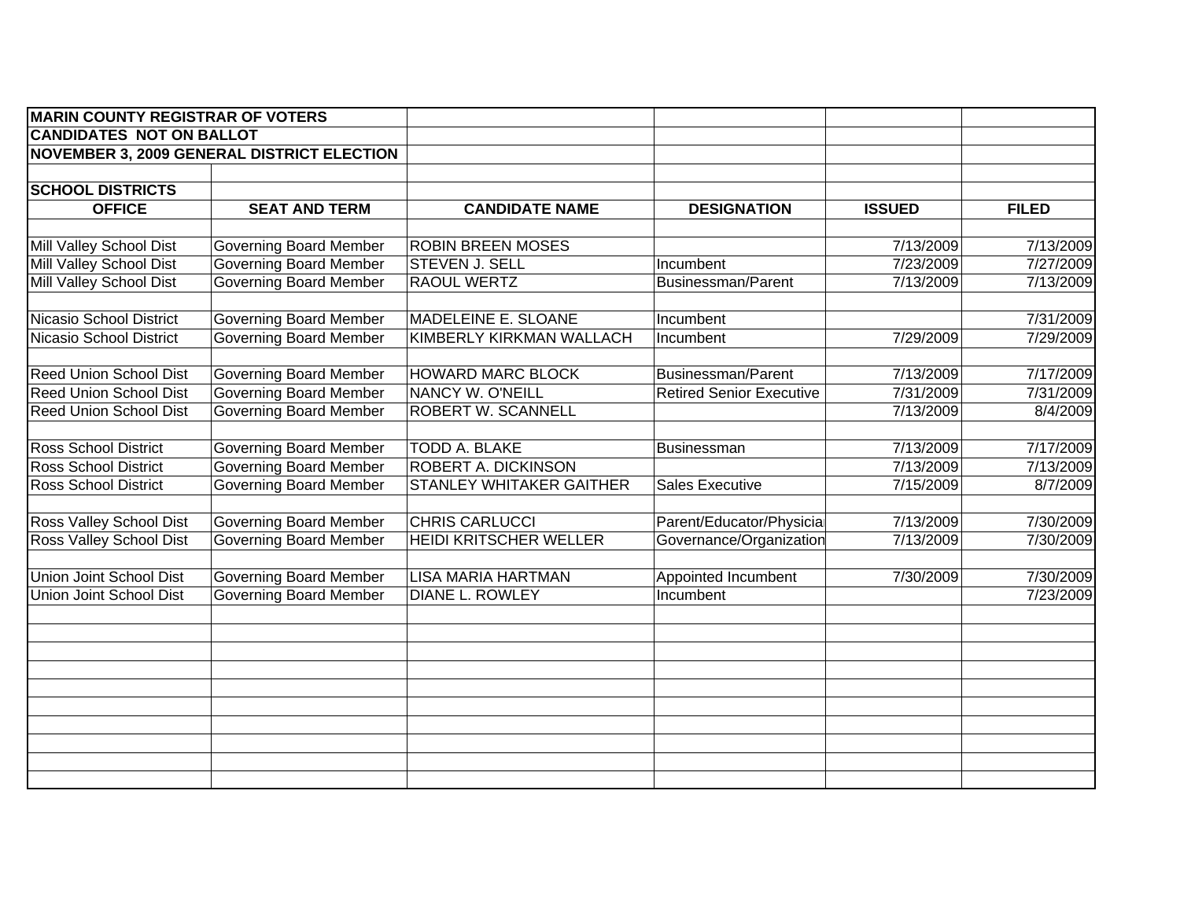**MARIN COUNTY REGISTRAR OF VOTERS**
**CANDIDATES NOT ON BALLOT**
**NOVEMBER 3, 2009 GENERAL DISTRICT ELECTION**

**SCHOOL DISTRICTS**

| OFFICE | SEAT AND TERM | CANDIDATE NAME | DESIGNATION | ISSUED | FILED |
|---|---|---|---|---|---|
| Mill Valley School Dist | Governing Board Member | ROBIN BREEN MOSES | | 7/13/2009 | 7/13/2009 |
| Mill Valley School Dist | Governing Board Member | STEVEN J. SELL | Incumbent | 7/23/2009 | 7/27/2009 |
| Mill Valley School Dist | Governing Board Member | RAOUL WERTZ | Businessman/Parent | 7/13/2009 | 7/13/2009 |
| | | | | | |
| Nicasio School District | Governing Board Member | MADELEINE E. SLOANE | Incumbent | | 7/31/2009 |
| Nicasio School District | Governing Board Member | KIMBERLY KIRKMAN WALLACH | Incumbent | 7/29/2009 | 7/29/2009 |
| | | | | | |
| Reed Union School Dist | Governing Board Member | HOWARD MARC BLOCK | Businessman/Parent | 7/13/2009 | 7/17/2009 |
| Reed Union School Dist | Governing Board Member | NANCY W. O'NEILL | Retired Senior Executive | 7/31/2009 | 7/31/2009 |
| Reed Union School Dist | Governing Board Member | ROBERT W. SCANNELL | | 7/13/2009 | 8/4/2009 |
| | | | | | |
| Ross School District | Governing Board Member | TODD A. BLAKE | Businessman | 7/13/2009 | 7/17/2009 |
| Ross School District | Governing Board Member | ROBERT A. DICKINSON | | 7/13/2009 | 7/13/2009 |
| Ross School District | Governing Board Member | STANLEY WHITAKER GAITHER | Sales Executive | 7/15/2009 | 8/7/2009 |
| | | | | | |
| Ross Valley School Dist | Governing Board Member | CHRIS CARLUCCI | Parent/Educator/Physicia | 7/13/2009 | 7/30/2009 |
| Ross Valley School Dist | Governing Board Member | HEIDI KRITSCHER WELLER | Governance/Organization | 7/13/2009 | 7/30/2009 |
| | | | | | |
| Union Joint School Dist | Governing Board Member | LISA MARIA HARTMAN | Appointed Incumbent | 7/30/2009 | 7/30/2009 |
| Union Joint School Dist | Governing Board Member | DIANE L. ROWLEY | Incumbent | | 7/23/2009 |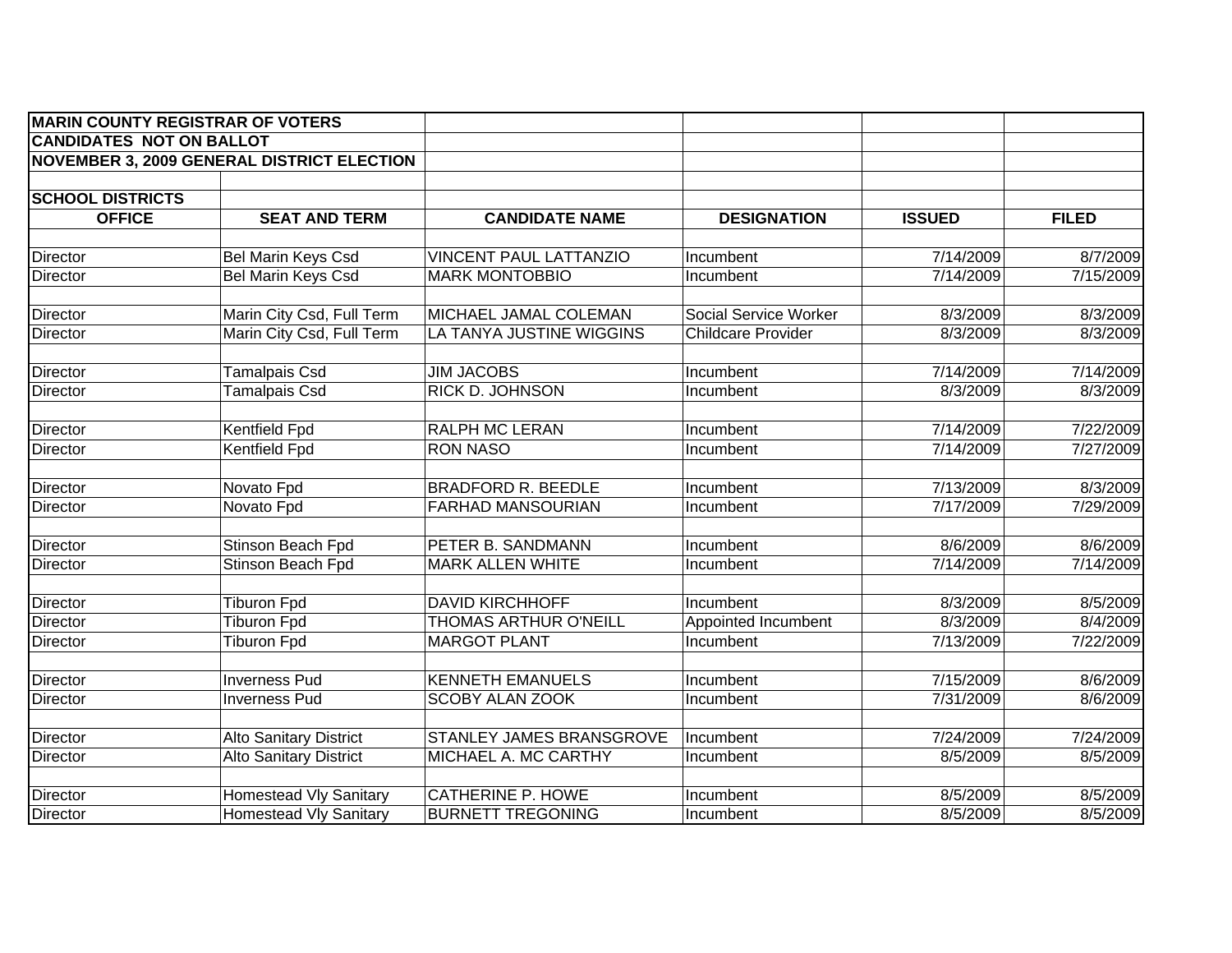**MARIN COUNTY REGISTRAR OF VOTERS**
**CANDIDATES NOT ON BALLOT**
**NOVEMBER 3, 2009 GENERAL DISTRICT ELECTION**

**SCHOOL DISTRICTS**

| OFFICE | SEAT AND TERM | CANDIDATE NAME | DESIGNATION | ISSUED | FILED |
|---|---|---|---|---|---|
| | | | | | |
| Director | Bel Marin Keys Csd | VINCENT PAUL LATTANZIO | Incumbent | 7/14/2009 | 8/7/2009 |
| Director | Bel Marin Keys Csd | MARK MONTOBBIO | Incumbent | 7/14/2009 | 7/15/2009 |
| | | | | | |
| Director | Marin City Csd, Full Term | MICHAEL JAMAL COLEMAN | Social Service Worker | 8/3/2009 | 8/3/2009 |
| Director | Marin City Csd, Full Term | LA TANYA JUSTINE WIGGINS | Childcare Provider | 8/3/2009 | 8/3/2009 |
| | | | | | |
| Director | Tamalpais Csd | JIM JACOBS | Incumbent | 7/14/2009 | 7/14/2009 |
| Director | Tamalpais Csd | RICK D. JOHNSON | Incumbent | 8/3/2009 | 8/3/2009 |
| | | | | | |
| Director | Kentfield Fpd | RALPH MC LERAN | Incumbent | 7/14/2009 | 7/22/2009 |
| Director | Kentfield Fpd | RON NASO | Incumbent | 7/14/2009 | 7/27/2009 |
| | | | | | |
| Director | Novato Fpd | BRADFORD R. BEEDLE | Incumbent | 7/13/2009 | 8/3/2009 |
| Director | Novato Fpd | FARHAD MANSOURIAN | Incumbent | 7/17/2009 | 7/29/2009 |
| | | | | | |
| Director | Stinson Beach Fpd | PETER B. SANDMANN | Incumbent | 8/6/2009 | 8/6/2009 |
| Director | Stinson Beach Fpd | MARK ALLEN WHITE | Incumbent | 7/14/2009 | 7/14/2009 |
| | | | | | |
| Director | Tiburon Fpd | DAVID KIRCHHOFF | Incumbent | 8/3/2009 | 8/5/2009 |
| Director | Tiburon Fpd | THOMAS ARTHUR O'NEILL | Appointed Incumbent | 8/3/2009 | 8/4/2009 |
| Director | Tiburon Fpd | MARGOT PLANT | Incumbent | 7/13/2009 | 7/22/2009 |
| | | | | | |
| Director | Inverness Pud | KENNETH EMANUELS | Incumbent | 7/15/2009 | 8/6/2009 |
| Director | Inverness Pud | SCOBY ALAN ZOOK | Incumbent | 7/31/2009 | 8/6/2009 |
| | | | | | |
| Director | Alto Sanitary District | STANLEY JAMES BRANSGROVE | Incumbent | 7/24/2009 | 7/24/2009 |
| Director | Alto Sanitary District | MICHAEL A. MC CARTHY | Incumbent | 8/5/2009 | 8/5/2009 |
| | | | | | |
| Director | Homestead Vly Sanitary | CATHERINE P. HOWE | Incumbent | 8/5/2009 | 8/5/2009 |
| Director | Homestead Vly Sanitary | BURNETT TREGONING | Incumbent | 8/5/2009 | 8/5/2009 |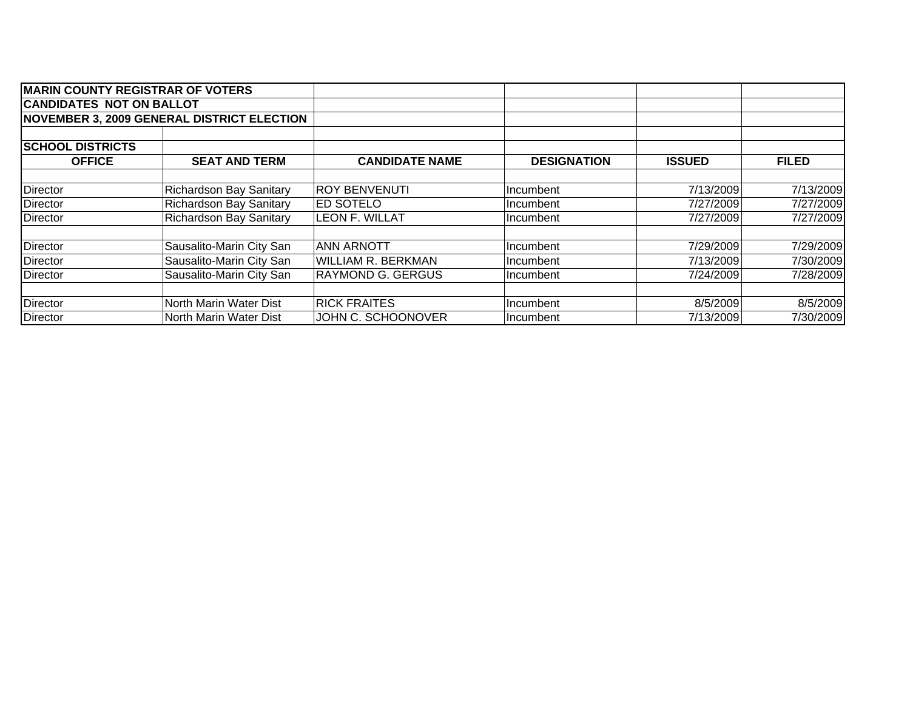| | | | | | |
|---|---|---|---|---|---|
| **MARIN COUNTY REGISTRAR OF VOTERS** | | | | | |
| **CANDIDATES NOT ON BALLOT** | | | | | |
| **NOVEMBER 3, 2009 GENERAL DISTRICT ELECTION** | | | | | |
| | | | | | |
| **SCHOOL DISTRICTS** | | | | | |
| **OFFICE** | **SEAT AND TERM** | **CANDIDATE NAME** | **DESIGNATION** | **ISSUED** | **FILED** |
| | | | | | |
| Director | Richardson Bay Sanitary | ROY BENVENUTI | Incumbent | 7/13/2009 | 7/13/2009 |
| Director | Richardson Bay Sanitary | ED SOTELO | Incumbent | 7/27/2009 | 7/27/2009 |
| Director | Richardson Bay Sanitary | LEON F. WILLAT | Incumbent | 7/27/2009 | 7/27/2009 |
| | | | | | |
| Director | Sausalito-Marin City San | ANN ARNOTT | Incumbent | 7/29/2009 | 7/29/2009 |
| Director | Sausalito-Marin City San | WILLIAM R. BERKMAN | Incumbent | 7/13/2009 | 7/30/2009 |
| Director | Sausalito-Marin City San | RAYMOND G. GERGUS | Incumbent | 7/24/2009 | 7/28/2009 |
| | | | | | |
| Director | North Marin Water Dist | RICK FRAITES | Incumbent | 8/5/2009 | 8/5/2009 |
| Director | North Marin Water Dist | JOHN C. SCHOONOVER | Incumbent | 7/13/2009 | 7/30/2009 |